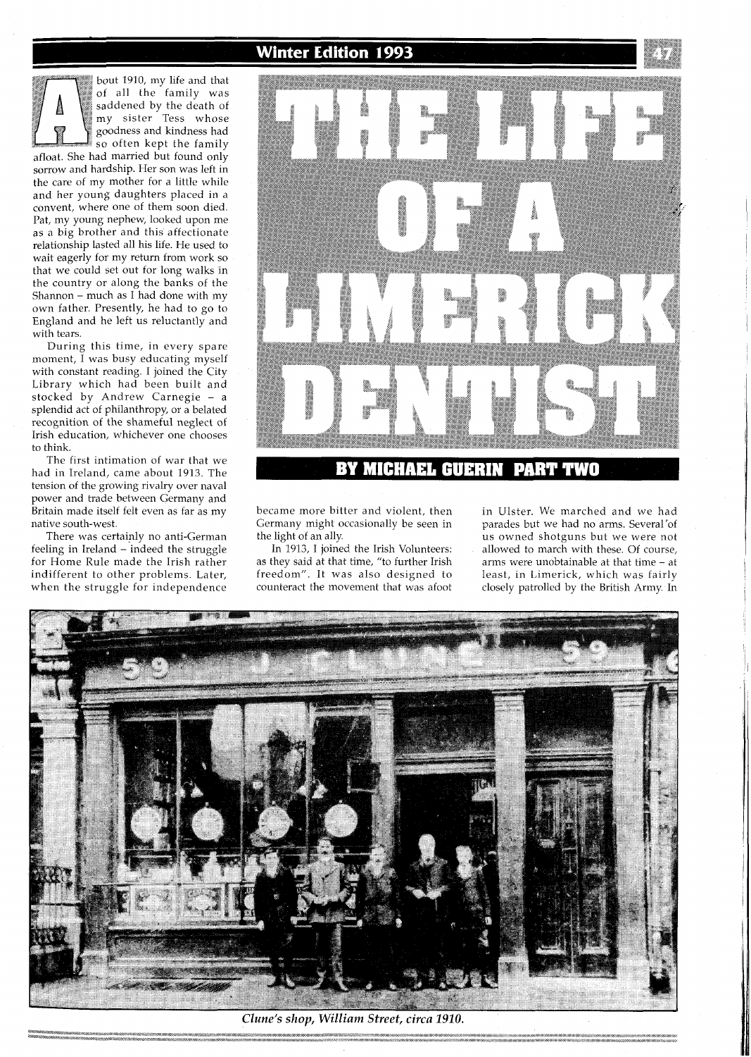# THE LIFE OF A LIMERICK DENTIST

## BY MICHAEL GUERIN PART TWO

About 1910, my life and that of all the family was saddened by the death of my sister Tess whose goodness and kindness had so often kept the family afloat. She had married but found only sorrow and hardship. Her son was left in the care of my mother for a little while and her young daughters placed in a convent, where one of them soon died. Pat, my young nephew, looked upon me as a big brother and this affectionate relationship lasted all his life. He used to wait eagerly for my return from work so that we could set out for long walks in the country or along the banks of the Shannon – much as I had done with my own father. Presently, he had to go to England and he left us reluctantly and with tears.

During this time, in every spare moment, I was busy educating myself with constant reading. I joined the City Library which had been built and stocked by Andrew Carnegie – a splendid act of philanthropy, or a belated recognition of the shameful neglect of Irish education, whichever one chooses to think.

The first intimation of war that we had in Ireland, came about 1913. The tension of the growing rivalry over naval power and trade between Germany and Britain made itself felt even as far as my native south-west.

There was certainly no anti-German feeling in Ireland – indeed the struggle for Home Rule made the Irish rather indifferent to other problems. Later, when the struggle for independence became more bitter and violent, then Germany might occasionally be seen in the light of an ally.

In 1913, I joined the Irish Volunteers: as they said at that time, "to further Irish freedom". It was also designed to counteract the movement that was afoot in Ulster. We marched and we had parades but we had no arms. Several of us owned shotguns but we were not allowed to march with these. Of course, arms were unobtainable at that time – at least, in Limerick, which was fairly closely patrolled by the British Army. In

*Clune's shop, William Street, circa 1910.*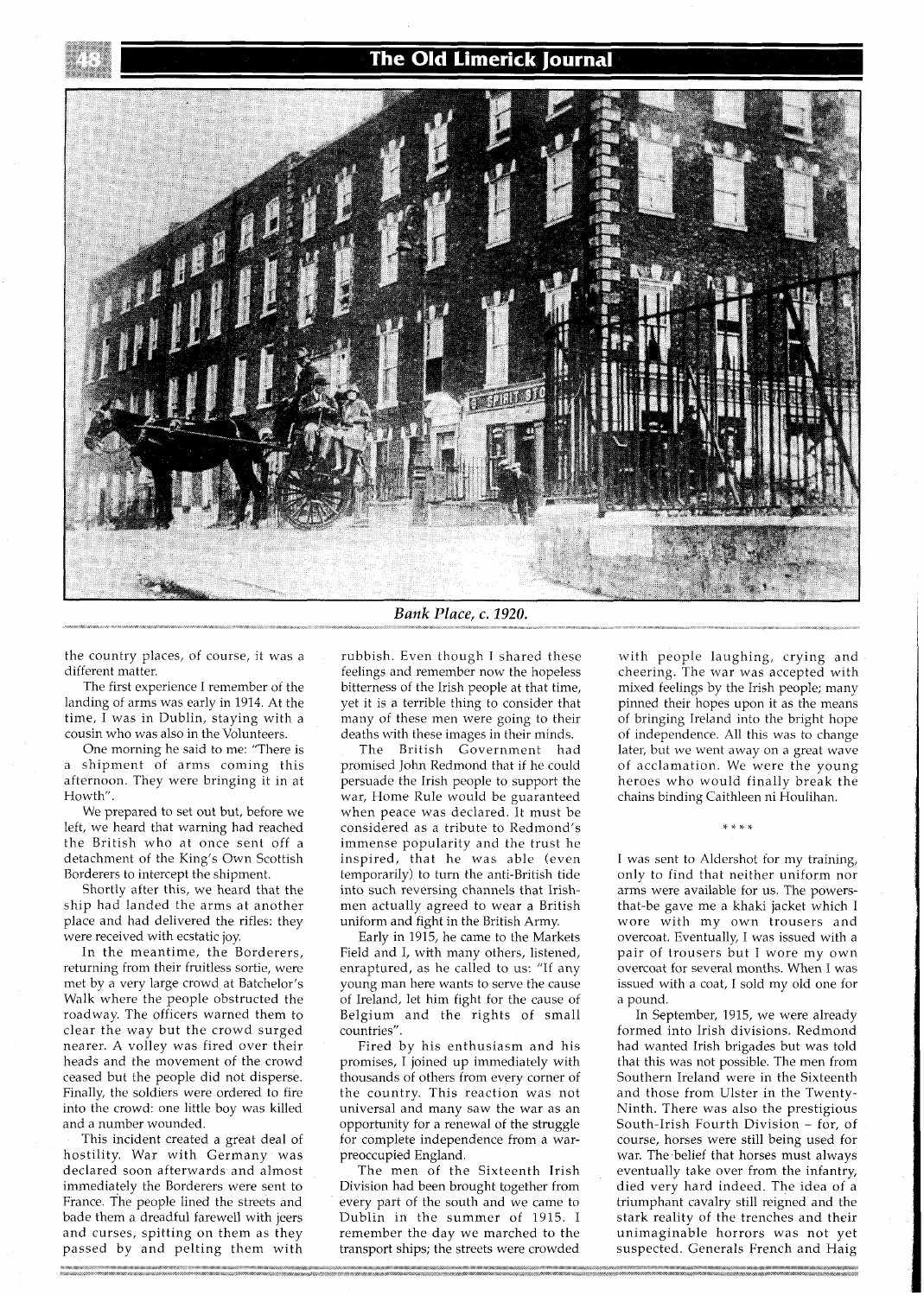*Bank Place, c. 1920.*

the country places, of course, it was a different matter.

The first experience I remember of the landing of arms was early in 1914. At the time, I was in Dublin, staying with a cousin who was also in the Volunteers.

One morning he said to me: "There is a shipment of arms coming this afternoon. They were bringing it in at Howth".

We prepared to set out but, before we left, we heard that warning had reached the British who at once sent off a detachment of the King's Own Scottish Borderers to intercept the shipment.

Shortly after this, we heard that the ship had landed the arms at another place and had delivered the rifles: they were received with ecstatic joy.

In the meantime, the Borderers, returning from their fruitless sortie, were met by a very large crowd at Batchelor's Walk where the people obstructed the roadway. The officers warned them to clear the way but the crowd surged nearer. A volley was fired over their heads and the movement of the crowd ceased but the people did not disperse. Finally, the soldiers were ordered to fire into the crowd: one little boy was killed and a number wounded.

This incident created a great deal of hostility. War with Germany was declared soon afterwards and almost immediately the Borderers were sent to France. The people lined the streets and bade them a dreadful farewell with jeers and curses, spitting on them as they passed by and pelting them with rubbish. Even though I shared these feelings and remember now the hopeless bitterness of the Irish people at that time, yet it is a terrible thing to consider that many of these men were going to their deaths with these images in their minds.

The British Government had promised John Redmond that if he could persuade the Irish people to support the war, Home Rule would be guaranteed when peace was declared. It must be considered as a tribute to Redmond's immense popularity and the trust he inspired, that he was able (even temporarily) to turn the anti-British tide into such reversing channels that Irishmen actually agreed to wear a British uniform and fight in the British Army.

Early in 1915, he came to the Markets Field and I, with many others, listened, enraptured, as he called to us: "If any young man here wants to serve the cause of Ireland, let him fight for the cause of Belgium and the rights of small countries".

Fired by his enthusiasm and his promises, I joined up immediately with thousands of others from every corner of the country. This reaction was not universal and many saw the war as an opportunity for a renewal of the struggle for complete independence from a war-preoccupied England.

The men of the Sixteenth Irish Division had been brought together from every part of the south and we came to Dublin in the summer of 1915. I remember the day we marched to the transport ships; the streets were crowded with people laughing, crying and cheering. The war was accepted with mixed feelings by the Irish people; many pinned their hopes upon it as the means of bringing Ireland into the bright hope of independence. All this was to change later, but we went away on a great wave of acclamation. We were the young heroes who would finally break the chains binding Caithleen ni Houlihan.

\* \* \* \*

I was sent to Aldershot for my training, only to find that neither uniform nor arms were available for us. The powers-that-be gave me a khaki jacket which I wore with my own trousers and overcoat. Eventually, I was issued with a pair of trousers but I wore my own overcoat for several months. When I was issued with a coat, I sold my old one for a pound.

In September, 1915, we were already formed into Irish divisions. Redmond had wanted Irish brigades but was told that this was not possible. The men from Southern Ireland were in the Sixteenth and those from Ulster in the Twenty-Ninth. There was also the prestigious South-Irish Fourth Division – for, of course, horses were still being used for war. The belief that horses must always eventually take over from the infantry, died very hard indeed. The idea of a triumphant cavalry still reigned and the stark reality of the trenches and their unimaginable horrors was not yet suspected. Generals French and Haig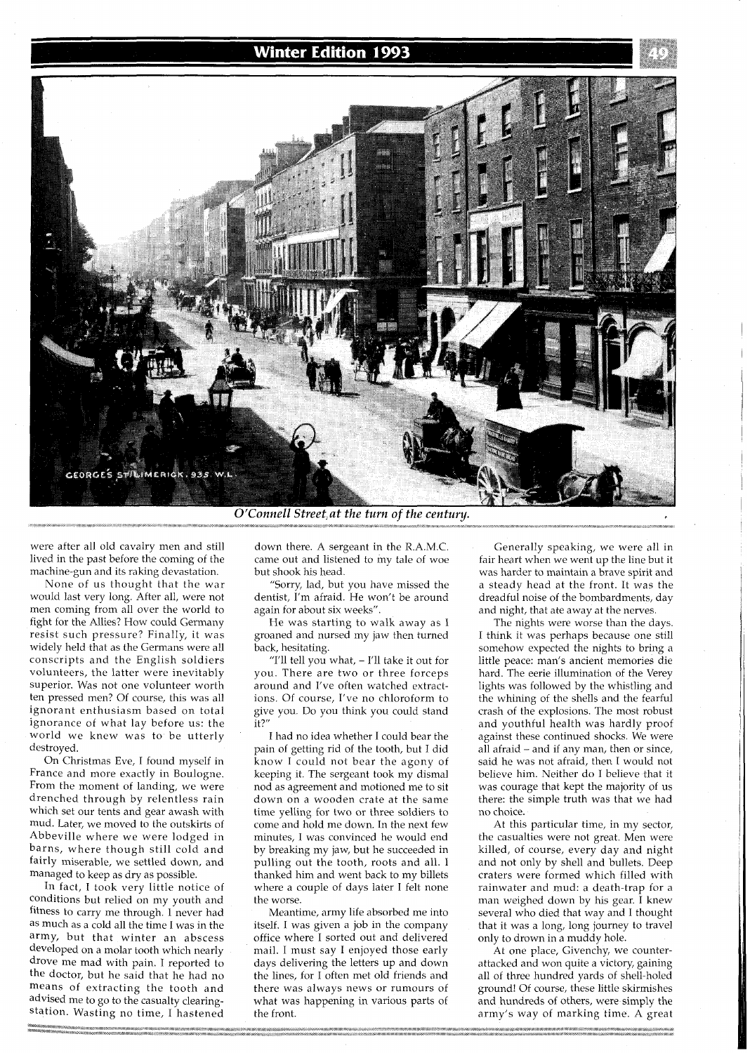*O'Connell Street at the turn of the century.*

were after all old cavalry men and still lived in the past before the coming of the machine-gun and its raking devastation.

None of us thought that the war would last very long. After all, were not men coming from all over the world to fight for the Allies? How could Germany resist such pressure? Finally, it was widely held that as the Germans were all conscripts and the English soldiers volunteers, the latter were inevitably superior. Was not one volunteer worth ten pressed men? Of course, this was all ignorant enthusiasm based on total ignorance of what lay before us: the world we knew was to be utterly destroyed.

On Christmas Eve, I found myself in France and more exactly in Boulogne. From the moment of landing, we were drenched through by relentless rain which set our tents and gear awash with mud. Later, we moved to the outskirts of Abbeville where we were lodged in barns, where though still cold and fairly miserable, we settled down, and managed to keep as dry as possible.

In fact, I took very little notice of conditions but relied on my youth and fitness to carry me through. I never had as much as a cold all the time I was in the army, but that winter an abscess developed on a molar tooth which nearly drove me mad with pain. I reported to the doctor, but he said that he had no means of extracting the tooth and advised me to go to the casualty clearing-station. Wasting no time, I hastened down there. A sergeant in the R.A.M.C. came out and listened to my tale of woe but shook his head.

"Sorry, lad, but you have missed the dentist, I'm afraid. He won't be around again for about six weeks".

He was starting to walk away as I groaned and nursed my jaw then turned back, hesitating.

"I'll tell you what, – I'll take it out for you. There are two or three forceps around and I've often watched extractions. Of course, I've no chloroform to give you. Do you think you could stand it?"

I had no idea whether I could bear the pain of getting rid of the tooth, but I did know I could not bear the agony of keeping it. The sergeant took my dismal nod as agreement and motioned me to sit down on a wooden crate at the same time yelling for two or three soldiers to come and hold me down. In the next few minutes, I was convinced he would end by breaking my jaw, but he succeeded in pulling out the tooth, roots and all. I thanked him and went back to my billets where a couple of days later I felt none the worse.

Meantime, army life absorbed me into itself. I was given a job in the company office where I sorted out and delivered mail. I must say I enjoyed those early days delivering the letters up and down the lines, for I often met old friends and there was always news or rumours of what was happening in various parts of the front.

Generally speaking, we were all in fair heart when we went up the line but it was harder to maintain a brave spirit and a steady head at the front. It was the dreadful noise of the bombardments, day and night, that ate away at the nerves.

The nights were worse than the days. I think it was perhaps because one still somehow expected the nights to bring a little peace: man's ancient memories die hard. The eerie illumination of the Verey lights was followed by the whistling and the whining of the shells and the fearful crash of the explosions. The most robust and youthful health was hardly proof against these continued shocks. We were all afraid – and if any man, then or since, said he was not afraid, then I would not believe him. Neither do I believe that it was courage that kept the majority of us there: the simple truth was that we had no choice.

At this particular time, in my sector, the casualties were not great. Men were killed, of course, every day and night and not only by shell and bullets. Deep craters were formed which filled with rainwater and mud: a death-trap for a man weighed down by his gear. I knew several who died that way and I thought that it was a long, long journey to travel only to drown in a muddy hole.

At one place, Givenchy, we counter-attacked and won quite a victory, gaining all of three hundred yards of shell-holed ground! Of course, these little skirmishes and hundreds of others, were simply the army's way of marking time. A great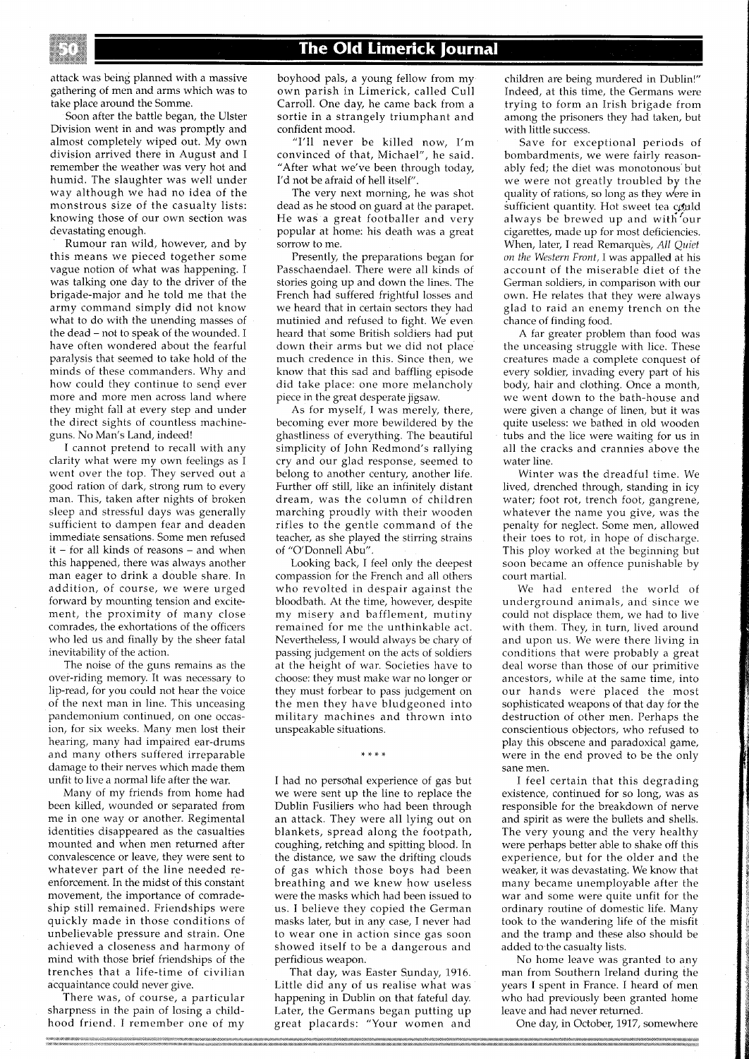attack was being planned with a massive gathering of men and arms which was to take place around the Somme.

Soon after the battle began, the Ulster Division went in and was promptly and almost completely wiped out. My own division arrived there in August and I remember the weather was very hot and humid. The slaughter was well under way although we had no idea of the monstrous size of the casualty lists: knowing those of our own section was devastating enough.

Rumour ran wild, however, and by this means we pieced together some vague notion of what was happening. I was talking one day to the driver of the brigade-major and he told me that the army command simply did not know what to do with the unending masses of the dead – not to speak of the wounded. I have often wondered about the fearful paralysis that seemed to take hold of the minds of these commanders. Why and how could they continue to send ever more and more men across land where they might fall at every step and under the direct sights of countless machine-guns. No Man's Land, indeed!

I cannot pretend to recall with any clarity what were my own feelings as I went over the top. They served out a good ration of dark, strong rum to every man. This, taken after nights of broken sleep and stressful days was generally sufficient to dampen fear and deaden immediate sensations. Some men refused it – for all kinds of reasons – and when this happened, there was always another man eager to drink a double share. In addition, of course, we were urged forward by mounting tension and excitement, the proximity of many close comrades, the exhortations of the officers who led us and finally by the sheer fatal inevitability of the action.

The noise of the guns remains as the over-riding memory. It was necessary to lip-read, for you could not hear the voice of the next man in line. This unceasing pandemonium continued, on one occasion, for six weeks. Many men lost their hearing, many had impaired ear-drums and many others suffered irreparable damage to their nerves which made them unfit to live a normal life after the war.

Many of my friends from home had been killed, wounded or separated from me in one way or another. Regimental identities disappeared as the casualties mounted and when men returned after convalescence or leave, they were sent to whatever part of the line needed re-enforcement. In the midst of this constant movement, the importance of comradeship still remained. Friendships were quickly made in those conditions of unbelievable pressure and strain. One achieved a closeness and harmony of mind with those brief friendships of the trenches that a life-time of civilian acquaintance could never give.

There was, of course, a particular sharpness in the pain of losing a childhood friend. I remember one of my boyhood pals, a young fellow from my own parish in Limerick, called Cull Carroll. One day, he came back from a sortie in a strangely triumphant and confident mood.

"I'll never be killed now, I'm convinced of that, Michael", he said. "After what we've been through today, I'd not be afraid of hell itself".

The very next morning, he was shot dead as he stood on guard at the parapet. He was a great footballer and very popular at home: his death was a great sorrow to me.

Presently, the preparations began for Passchaendael. There were all kinds of stories going up and down the lines. The French had suffered frightful losses and we heard that in certain sectors they had mutinied and refused to fight. We even heard that some British soldiers had put down their arms but we did not place much credence in this. Since then, we know that this sad and baffling episode did take place: one more melancholy piece in the great desperate jigsaw.

As for myself, I was merely, there, becoming ever more bewildered by the ghastliness of everything. The beautiful simplicity of John Redmond's rallying cry and our glad response, seemed to belong to another century, another life. Further off still, like an infinitely distant dream, was the column of children marching proudly with their wooden rifles to the gentle command of the teacher, as she played the stirring strains of "O'Donnell Abu".

Looking back, I feel only the deepest compassion for the French and all others who revolted in despair against the bloodbath. At the time, however, despite my misery and bafflement, mutiny remained for me the unthinkable act. Nevertheless, I would always be chary of passing judgement on the acts of soldiers at the height of war. Societies have to choose: they must make war no longer or they must forbear to pass judgement on the men they have bludgeoned into military machines and thrown into unspeakable situations.

\* \* \* \*

I had no personal experience of gas but we were sent up the line to replace the Dublin Fusiliers who had been through an attack. They were all lying out on blankets, spread along the footpath, coughing, retching and spitting blood. In the distance, we saw the drifting clouds of gas which those boys had been breathing and we knew how useless were the masks which had been issued to us. I believe they copied the German masks later, but in any case, I never had to wear one in action since gas soon showed itself to be a dangerous and perfidious weapon.

That day, was Easter Sunday, 1916. Little did any of us realise what was happening in Dublin on that fateful day. Later, the Germans began putting up great placards: "Your women and children are being murdered in Dublin!" Indeed, at this time, the Germans were trying to form an Irish brigade from among the prisoners they had taken, but with little success.

Save for exceptional periods of bombardments, we were fairly reasonably fed; the diet was monotonous but we were not greatly troubled by the quality of rations, so long as they were in sufficient quantity. Hot sweet tea could always be brewed up and with our cigarettes, made up for most deficiencies. When, later, I read Remarquès, *All Quiet on the Western Front*, I was appalled at his account of the miserable diet of the German soldiers, in comparison with our own. He relates that they were always glad to raid an enemy trench on the chance of finding food.

A far greater problem than food was the unceasing struggle with lice. These creatures made a complete conquest of every soldier, invading every part of his body, hair and clothing. Once a month, we went down to the bath-house and were given a change of linen, but it was quite useless: we bathed in old wooden tubs and the lice were waiting for us in all the cracks and crannies above the water line.

Winter was the dreadful time. We lived, drenched through, standing in icy water; foot rot, trench foot, gangrene, whatever the name you give, was the penalty for neglect. Some men, allowed their toes to rot, in hope of discharge. This ploy worked at the beginning but soon became an offence punishable by court martial.

We had entered the world of underground animals, and since we could not displace them, we had to live with them. They, in turn, lived around and upon us. We were there living in conditions that were probably a great deal worse than those of our primitive ancestors, while at the same time, into our hands were placed the most sophisticated weapons of that day for the destruction of other men. Perhaps the conscientious objectors, who refused to play this obscene and paradoxical game, were in the end proved to be the only sane men.

I feel certain that this degrading existence, continued for so long, was as responsible for the breakdown of nerve and spirit as were the bullets and shells. The very young and the very healthy were perhaps better able to shake off this experience, but for the older and the weaker, it was devastating. We know that many became unemployable after the war and some were quite unfit for the ordinary routine of domestic life. Many took to the wandering life of the misfit and the tramp and these also should be added to the casualty lists.

No home leave was granted to any man from Southern Ireland during the years I spent in France. I heard of men who had previously been granted home leave and had never returned.

One day, in October, 1917, somewhere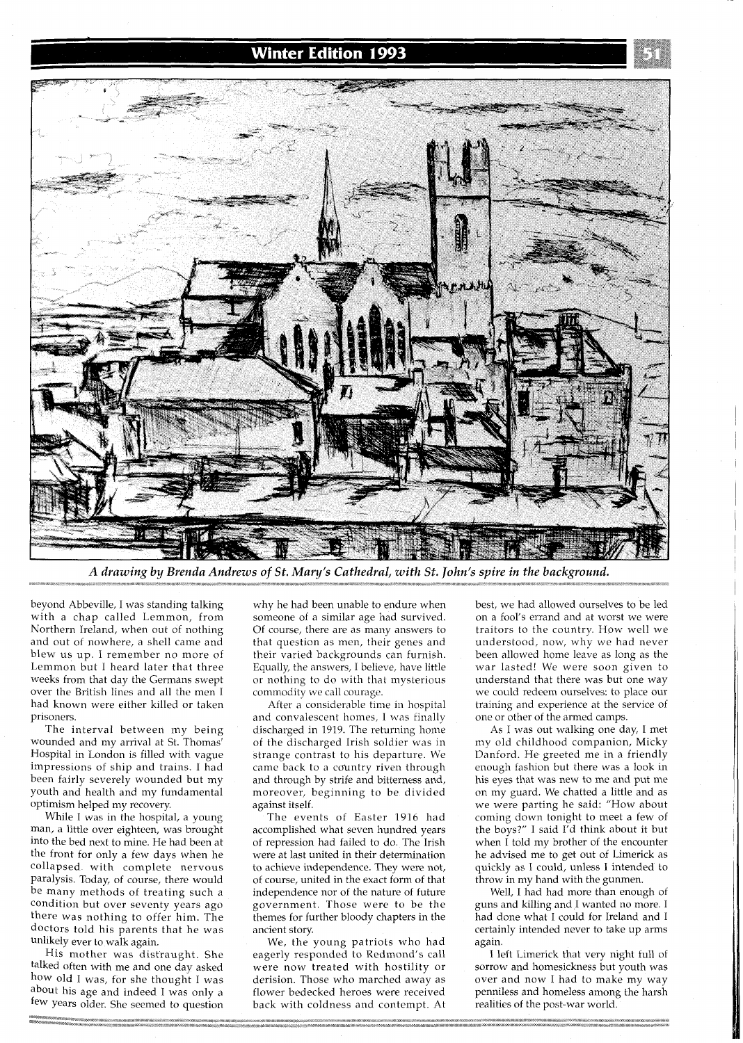*A drawing by Brenda Andrews of St. Mary's Cathedral, with St. John's spire in the background.*

beyond Abbeville, I was standing talking with a chap called Lemmon, from Northern Ireland, when out of nothing and out of nowhere, a shell came and blew us up. I remember no more of Lemmon but I heard later that three weeks from that day the Germans swept over the British lines and all the men I had known were either killed or taken prisoners.

The interval between my being wounded and my arrival at St. Thomas' Hospital in London is filled with vague impressions of ship and trains. I had been fairly severely wounded but my youth and health and my fundamental optimism helped my recovery.

While I was in the hospital, a young man, a little over eighteen, was brought into the bed next to mine. He had been at the front for only a few days when he collapsed with complete nervous paralysis. Today, of course, there would be many methods of treating such a condition but over seventy years ago there was nothing to offer him. The doctors told his parents that he was unlikely ever to walk again.

His mother was distraught. She talked often with me and one day asked how old I was, for she thought I was about his age and indeed I was only a few years older. She seemed to question why he had been unable to endure when someone of a similar age had survived. Of course, there are as many answers to that question as men, their genes and their varied backgrounds can furnish. Equally, the answers, I believe, have little or nothing to do with that mysterious commodity we call courage.

After a considerable time in hospital and convalescent homes, I was finally discharged in 1919. The returning home of the discharged Irish soldier was in strange contrast to his departure. We came back to a country riven through and through by strife and bitterness and, moreover, beginning to be divided against itself.

The events of Easter 1916 had accomplished what seven hundred years of repression had failed to do. The Irish were at last united in their determination to achieve independence. They were not, of course, united in the exact form of that independence nor of the nature of future government. Those were to be the themes for further bloody chapters in the ancient story.

We, the young patriots who had eagerly responded to Redmond's call were now treated with hostility or derision. Those who marched away as flower bedecked heroes were received back with coldness and contempt. At best, we had allowed ourselves to be led on a fool's errand and at worst we were traitors to the country. How well we understood, now, why we had never been allowed home leave as long as the war lasted! We were soon given to understand that there was but one way we could redeem ourselves: to place our training and experience at the service of one or other of the armed camps.

As I was out walking one day, I met my old childhood companion, Micky Danford. He greeted me in a friendly enough fashion but there was a look in his eyes that was new to me and put me on my guard. We chatted a little and as we were parting he said: "How about coming down tonight to meet a few of the boys?" I said I'd think about it but when I told my brother of the encounter he advised me to get out of Limerick as quickly as I could, unless I intended to throw in my hand with the gunmen.

Well, I had had more than enough of guns and killing and I wanted no more. I had done what I could for Ireland and I certainly intended never to take up arms again.

I left Limerick that very night full of sorrow and homesickness but youth was over and now I had to make my way penniless and homeless among the harsh realities of the post-war world.